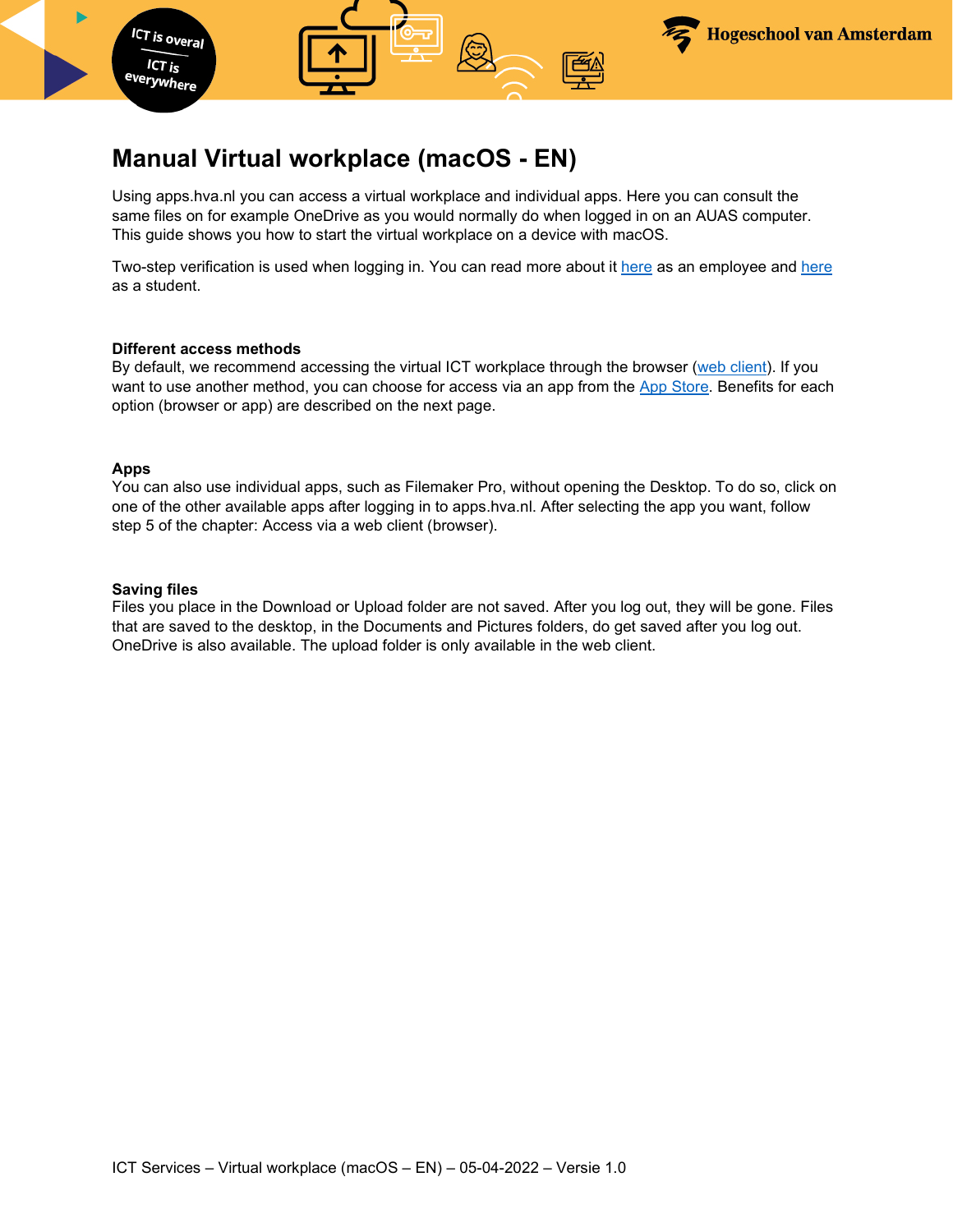# Manual Virtual workplace (macOS - EN)

Using apps.hva.nl you can access a virtual workplace and individual apps. Here you can consult the same files on for example OneDrive as you would normally do when logged in on an AUAS computer. This guide shows you how to start the virtual workplace on a device with macOS.

Two-step verification is used when logging in. You can read more about it here as an employee and here as a student.

**Different access methods**
By default, we recommend accessing the virtual ICT workplace through the browser (web client). If you want to use another method, you can choose for access via an app from the App Store. Benefits for each option (browser or app) are described on the next page.

**Apps**
You can also use individual apps, such as Filemaker Pro, without opening the Desktop. To do so, click on one of the other available apps after logging in to apps.hva.nl. After selecting the app you want, follow step 5 of the chapter: Access via a web client (browser).

**Saving files**
Files you place in the Download or Upload folder are not saved. After you log out, they will be gone. Files that are saved to the desktop, in the Documents and Pictures folders, do get saved after you log out. OneDrive is also available. The upload folder is only available in the web client.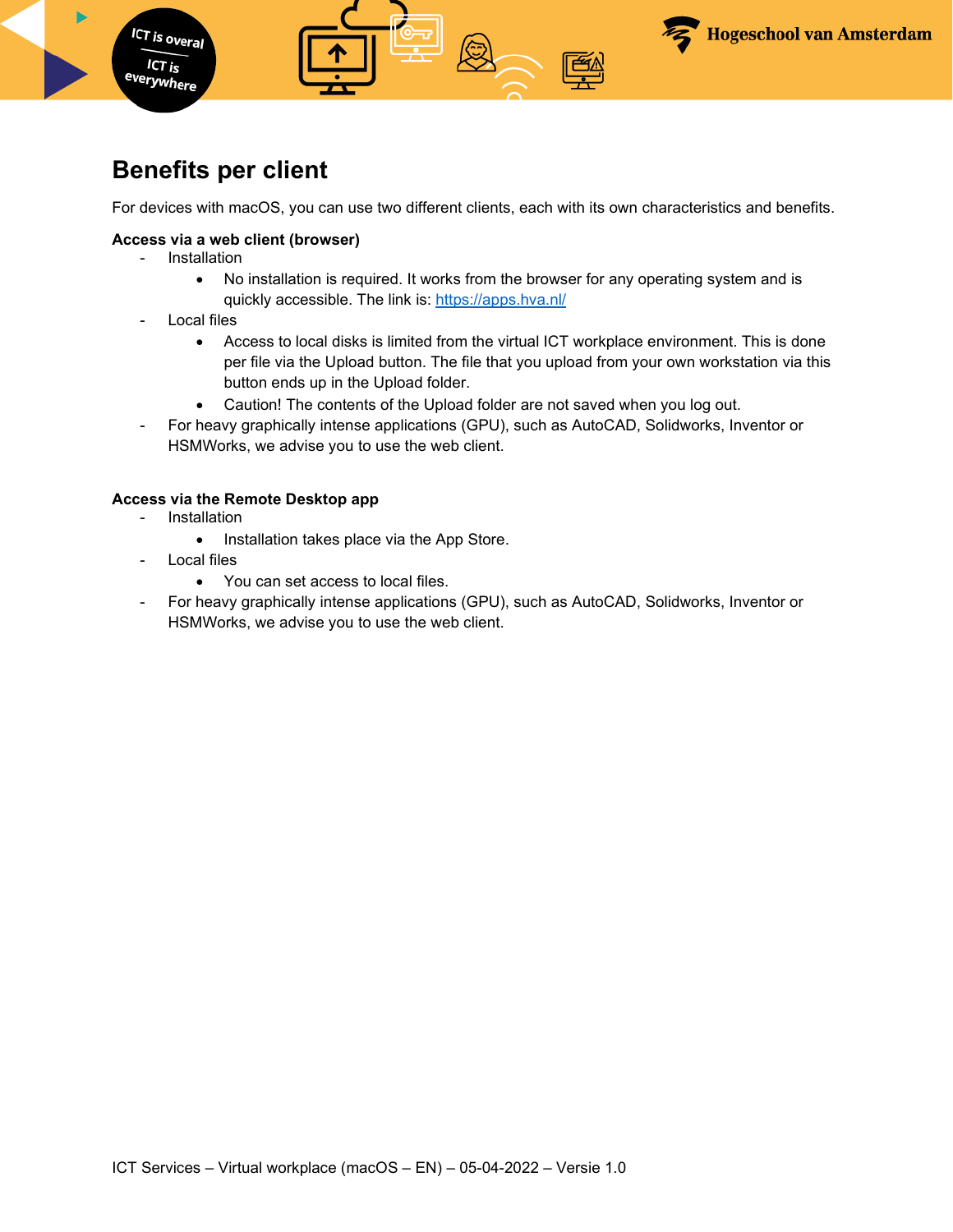## Benefits per client

For devices with macOS, you can use two different clients, each with its own characteristics and benefits.

**Access via a web client (browser)**

- Installation
  - No installation is required. It works from the browser for any operating system and is quickly accessible. The link is: [https://apps.hva.nl/](https://apps.hva.nl/)
- Local files
  - Access to local disks is limited from the virtual ICT workplace environment. This is done per file via the Upload button. The file that you upload from your own workstation via this button ends up in the Upload folder.
  - Caution! The contents of the Upload folder are not saved when you log out.
- For heavy graphically intense applications (GPU), such as AutoCAD, Solidworks, Inventor or HSMWorks, we advise you to use the web client.

**Access via the Remote Desktop app**

- Installation
  - Installation takes place via the App Store.
- Local files
  - You can set access to local files.
- For heavy graphically intense applications (GPU), such as AutoCAD, Solidworks, Inventor or HSMWorks, we advise you to use the web client.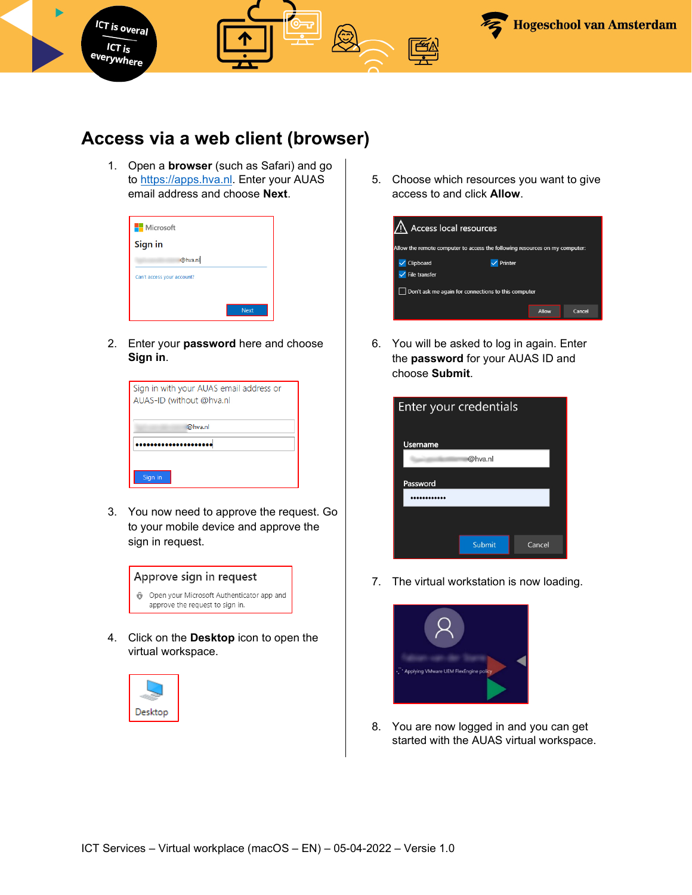# Access via a web client (browser)

1. Open a **browser** (such as Safari) and go to https://apps.hva.nl. Enter your AUAS email address and choose **Next**.

2. Enter your **password** here and choose **Sign in**.

3. You now need to approve the request. Go to your mobile device and approve the sign in request.

4. Click on the **Desktop** icon to open the virtual workspace.

5. Choose which resources you want to give access to and click **Allow**.

6. You will be asked to log in again. Enter the **password** for your AUAS ID and choose **Submit**.

7. The virtual workstation is now loading.

8. You are now logged in and you can get started with the AUAS virtual workspace.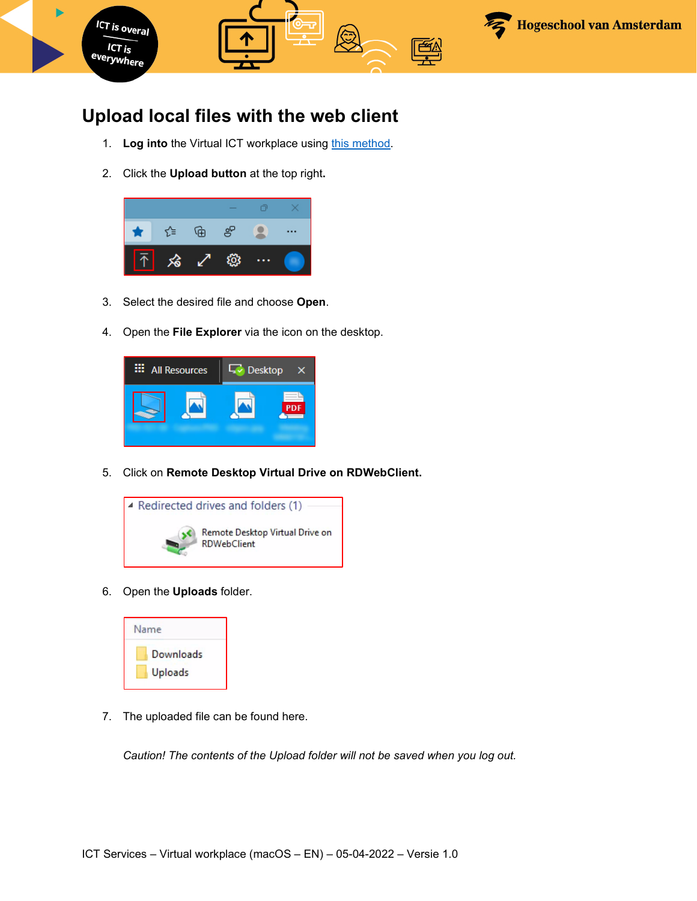## Upload local files with the web client

1. **Log into** the Virtual ICT workplace using this method.

2. Click the **Upload button** at the top right**.**

3. Select the desired file and choose **Open**.

4. Open the **File Explorer** via the icon on the desktop.

5. Click on **Remote Desktop Virtual Drive on RDWebClient.**

6. Open the **Uploads** folder.

7. The uploaded file can be found here.

   *Caution! The contents of the Upload folder will not be saved when you log out.*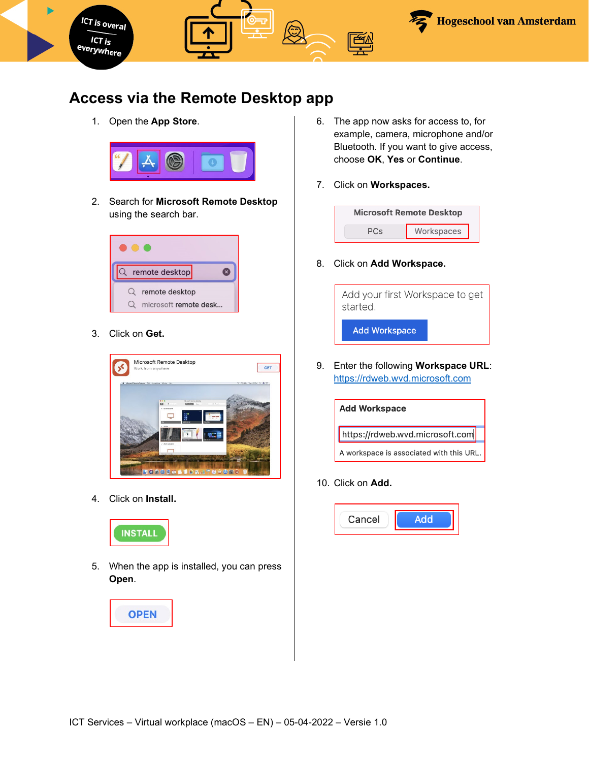## Access via the Remote Desktop app

1. Open the **App Store**.

2. Search for **Microsoft Remote Desktop** using the search bar.

3. Click on **Get.**

4. Click on **Install.**

5. When the app is installed, you can press **Open**.

6. The app now asks for access to, for example, camera, microphone and/or Bluetooth. If you want to give access, choose **OK**, **Yes** or **Continue**.

7. Click on **Workspaces.**

8. Click on **Add Workspace.**

9. Enter the following **Workspace URL**: https://rdweb.wvd.microsoft.com

10. Click on **Add.**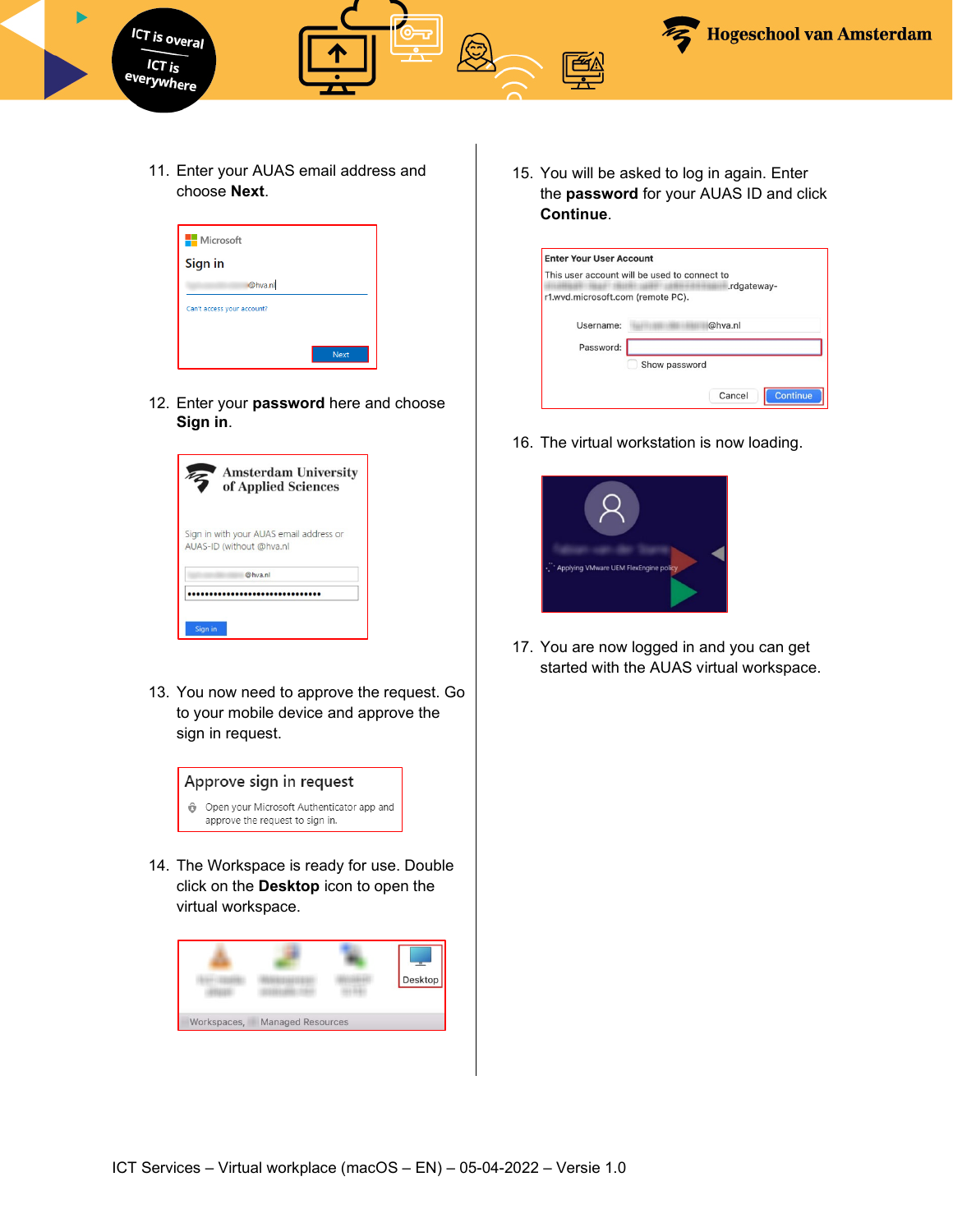11. Enter your AUAS email address and choose **Next**.

12. Enter your **password** here and choose **Sign in**.

13. You now need to approve the request. Go to your mobile device and approve the sign in request.

14. The Workspace is ready for use. Double click on the **Desktop** icon to open the virtual workspace.

15. You will be asked to log in again. Enter the **password** for your AUAS ID and click **Continue**.

16. The virtual workstation is now loading.

17. You are now logged in and you can get started with the AUAS virtual workspace.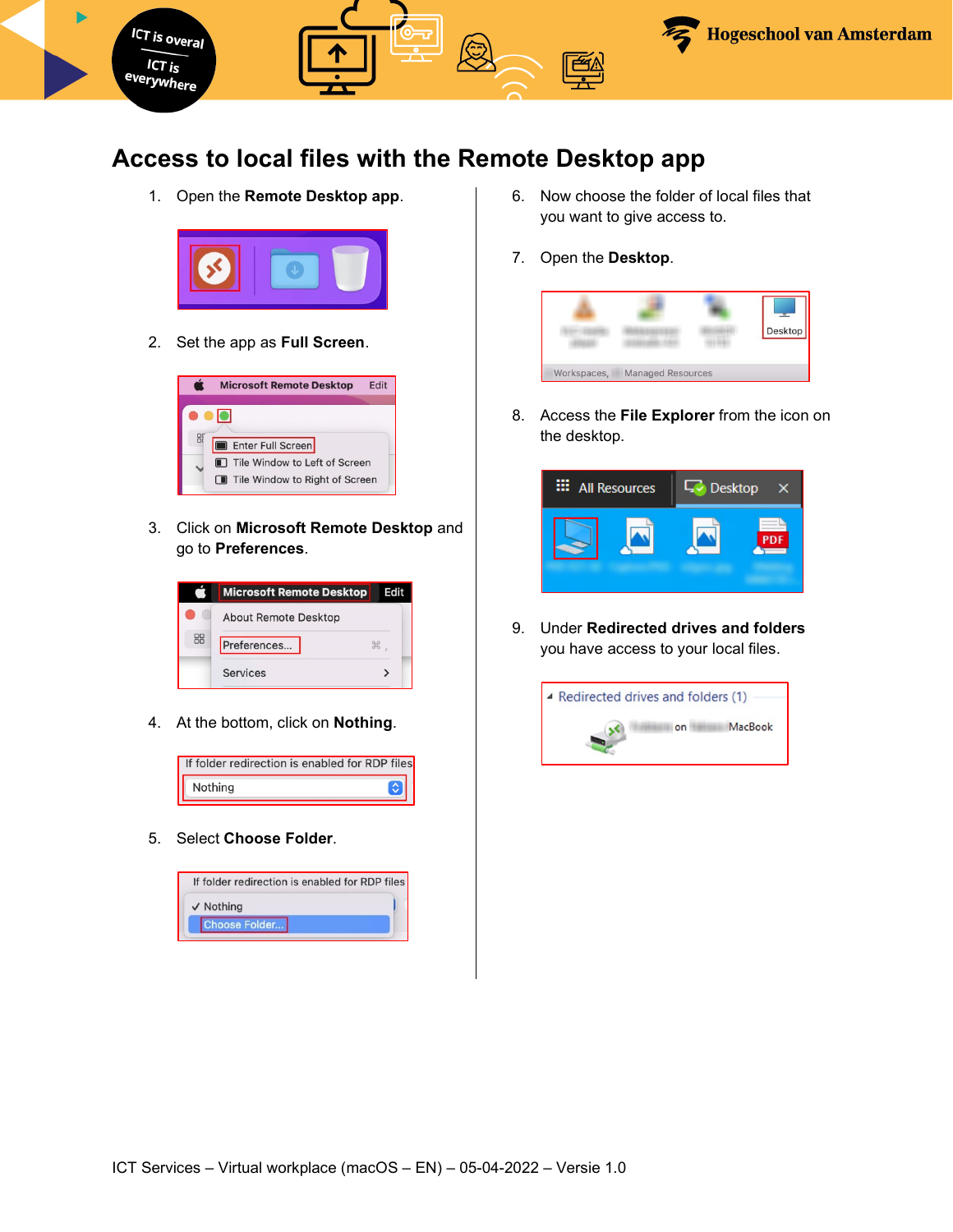# Access to local files with the Remote Desktop app

1. Open the **Remote Desktop app**.

2. Set the app as **Full Screen**.

3. Click on **Microsoft Remote Desktop** and go to **Preferences**.

4. At the bottom, click on **Nothing**.

5. Select **Choose Folder**.

6. Now choose the folder of local files that you want to give access to.

7. Open the **Desktop**.

8. Access the **File Explorer** from the icon on the desktop.

9. Under **Redirected drives and folders** you have access to your local files.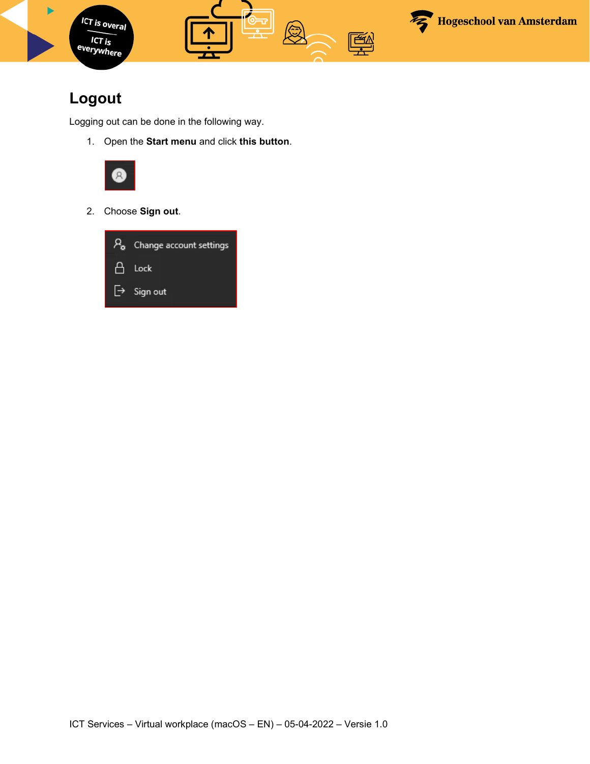# Logout

Logging out can be done in the following way.

1. Open the **Start menu** and click **this button**.

2. Choose **Sign out**.

Change account settings
Lock
Sign out